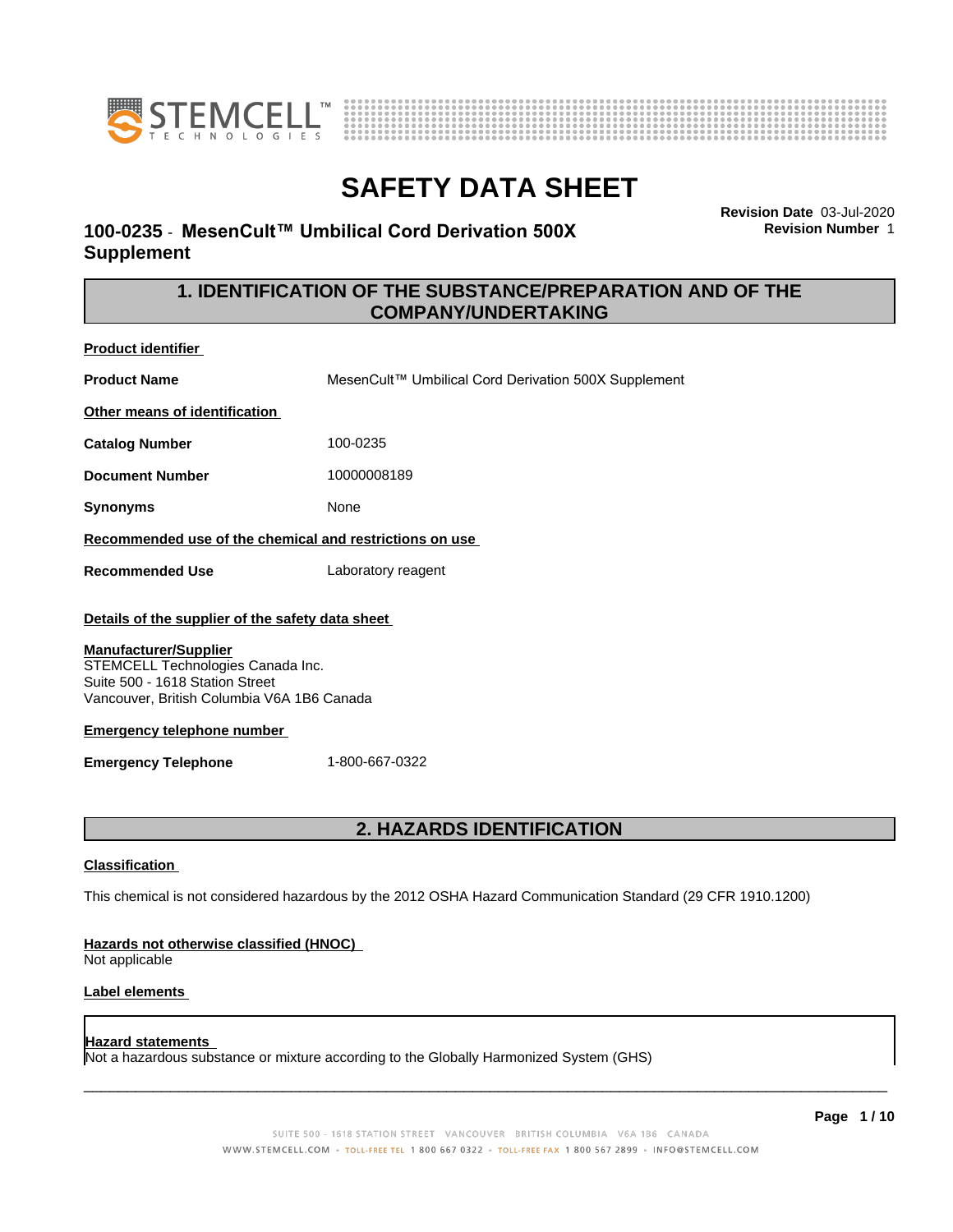# SAFETY DATA SHEET

## 100-0235 - MesenCult™ Umbilical Cord Derivation 500X Supplement

**Revision Date** 03-Jul-2020
**Revision Number** 1

## 1. IDENTIFICATION OF THE SUBSTANCE/PREPARATION AND OF THE COMPANY/UNDERTAKING

**Product identifier**

| | |
|---|---|
| **Product Name** | MesenCult™ Umbilical Cord Derivation 500X Supplement |

**Other means of identification**

| | |
|---|---|
| **Catalog Number** | 100-0235 |
| **Document Number** | 10000008189 |
| **Synonyms** | None |

**Recommended use of the chemical and restrictions on use**

| | |
|---|---|
| **Recommended Use** | Laboratory reagent |

**Details of the supplier of the safety data sheet**

**Manufacturer/Supplier**
STEMCELL Technologies Canada Inc.
Suite 500 - 1618 Station Street
Vancouver, British Columbia V6A 1B6 Canada

**Emergency telephone number**

| | |
|---|---|
| **Emergency Telephone** | 1-800-667-0322 |

## 2. HAZARDS IDENTIFICATION

**Classification**

This chemical is not considered hazardous by the 2012 OSHA Hazard Communication Standard (29 CFR 1910.1200)

**Hazards not otherwise classified (HNOC)**
Not applicable

**Label elements**

**Hazard statements**
Not a hazardous substance or mixture according to the Globally Harmonized System (GHS)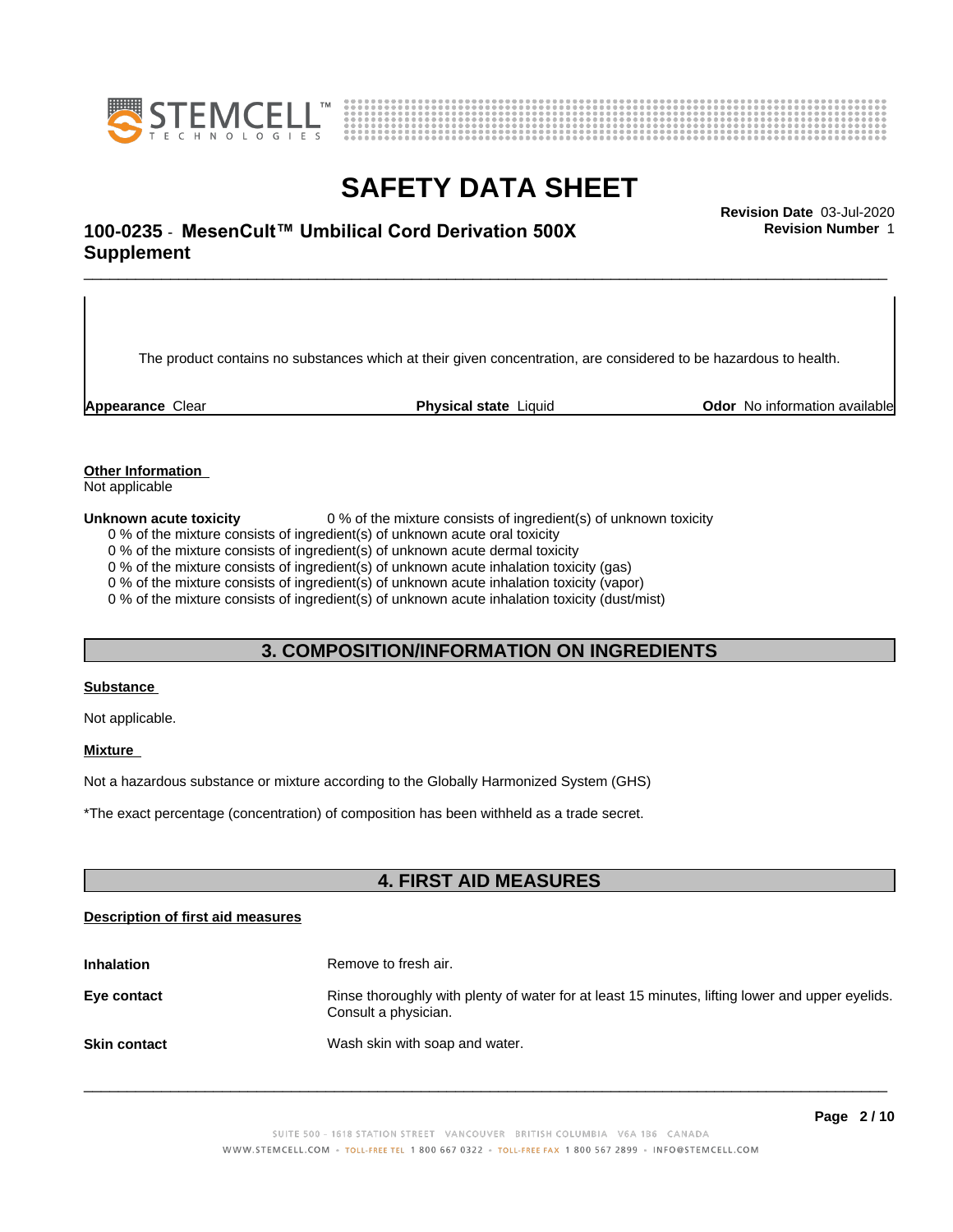The product contains no substances which at their given concentration, are considered to be hazardous to health.

**Appearance** Clear **Physical state** Liquid **Odor** No information available

**Other Information**

Not applicable

**Unknown acute toxicity** 0 % of the mixture consists of ingredient(s) of unknown toxicity

0 % of the mixture consists of ingredient(s) of unknown acute oral toxicity
0 % of the mixture consists of ingredient(s) of unknown acute dermal toxicity
0 % of the mixture consists of ingredient(s) of unknown acute inhalation toxicity (gas)
0 % of the mixture consists of ingredient(s) of unknown acute inhalation toxicity (vapor)
0 % of the mixture consists of ingredient(s) of unknown acute inhalation toxicity (dust/mist)

## 3. COMPOSITION/INFORMATION ON INGREDIENTS

**Substance**

Not applicable.

**Mixture**

Not a hazardous substance or mixture according to the Globally Harmonized System (GHS)

*The exact percentage (concentration) of composition has been withheld as a trade secret.

## 4. FIRST AID MEASURES

**Description of first aid measures**

| | |
|---|---|
| **Inhalation** | Remove to fresh air. |
| **Eye contact** | Rinse thoroughly with plenty of water for at least 15 minutes, lifting lower and upper eyelids. Consult a physician. |
| **Skin contact** | Wash skin with soap and water. |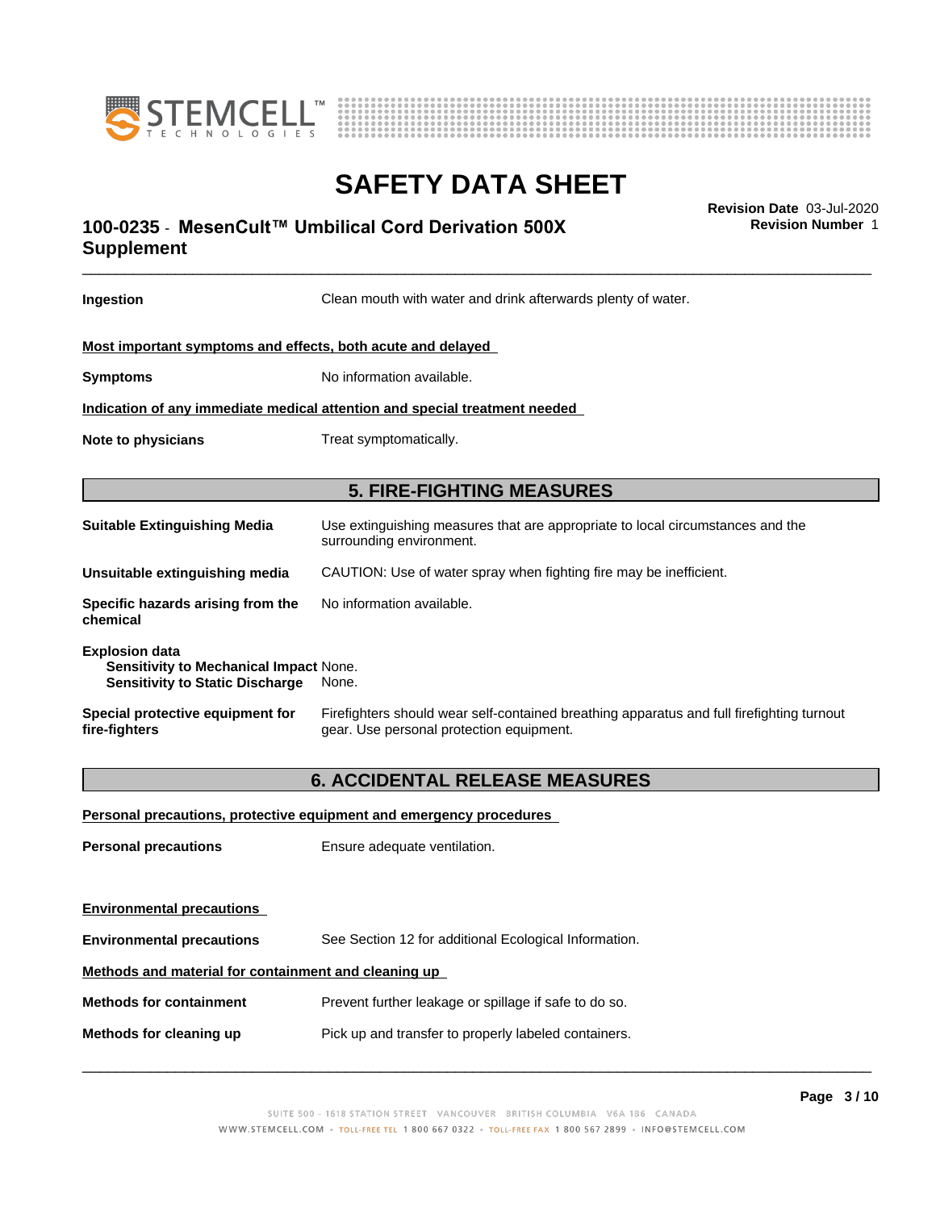**Ingestion** Clean mouth with water and drink afterwards plenty of water.

**Most important symptoms and effects, both acute and delayed**

**Symptoms** No information available.

**Indication of any immediate medical attention and special treatment needed**

**Note to physicians** Treat symptomatically.

## 5. FIRE-FIGHTING MEASURES

**Suitable Extinguishing Media** Use extinguishing measures that are appropriate to local circumstances and the surrounding environment.

**Unsuitable extinguishing media** CAUTION: Use of water spray when fighting fire may be inefficient.

**Specific hazards arising from the chemical** No information available.

**Explosion data**
**Sensitivity to Mechanical Impact** None.
**Sensitivity to Static Discharge** None.

**Special protective equipment for fire-fighters** Firefighters should wear self-contained breathing apparatus and full firefighting turnout gear. Use personal protection equipment.

## 6. ACCIDENTAL RELEASE MEASURES

**Personal precautions, protective equipment and emergency procedures**

**Personal precautions** Ensure adequate ventilation.

**Environmental precautions**

**Environmental precautions** See Section 12 for additional Ecological Information.

**Methods and material for containment and cleaning up**

**Methods for containment** Prevent further leakage or spillage if safe to do so.

**Methods for cleaning up** Pick up and transfer to properly labeled containers.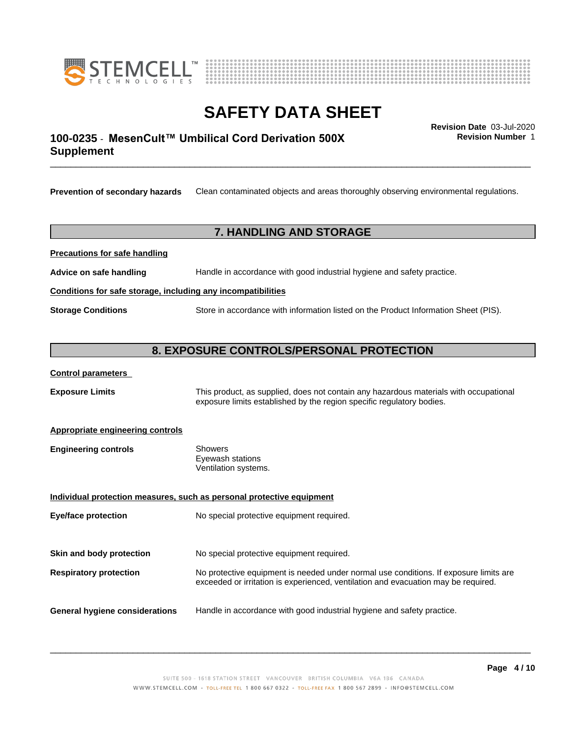**Prevention of secondary hazards** Clean contaminated objects and areas thoroughly observing environmental regulations.

## 7. HANDLING AND STORAGE

**Precautions for safe handling**

**Advice on safe handling** Handle in accordance with good industrial hygiene and safety practice.

**Conditions for safe storage, including any incompatibilities**

**Storage Conditions** Store in accordance with information listed on the Product Information Sheet (PIS).

## 8. EXPOSURE CONTROLS/PERSONAL PROTECTION

**Control parameters**

**Exposure Limits** This product, as supplied, does not contain any hazardous materials with occupational exposure limits established by the region specific regulatory bodies.

**Appropriate engineering controls**

**Engineering controls** Showers
Eyewash stations
Ventilation systems.

**Individual protection measures, such as personal protective equipment**

**Eye/face protection** No special protective equipment required.

**Skin and body protection** No special protective equipment required.

**Respiratory protection** No protective equipment is needed under normal use conditions. If exposure limits are exceeded or irritation is experienced, ventilation and evacuation may be required.

**General hygiene considerations** Handle in accordance with good industrial hygiene and safety practice.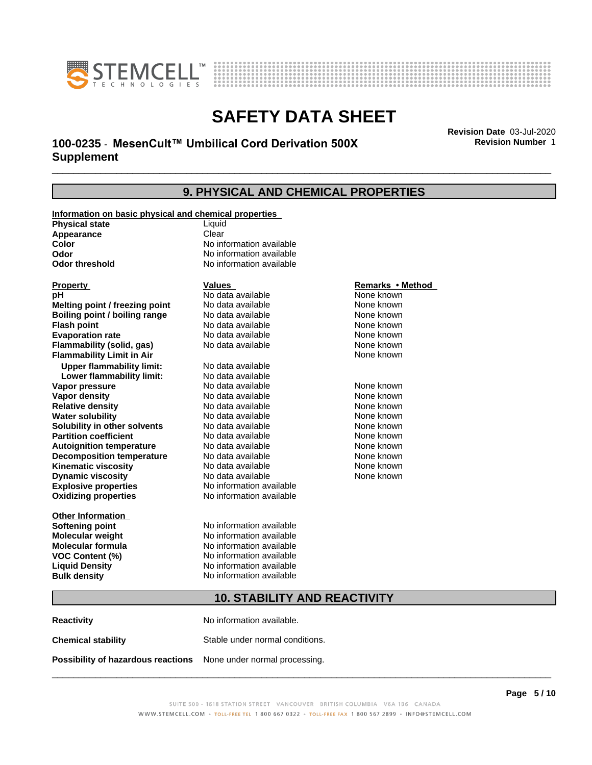## 9. PHYSICAL AND CHEMICAL PROPERTIES

**Information on basic physical and chemical properties**

| | |
|---|---|
| **Physical state** | Liquid |
| **Appearance** | Clear |
| **Color** | No information available |
| **Odor** | No information available |
| **Odor threshold** | No information available |

| **Property** | **Values** | **Remarks • Method** |
|---|---|---|
| **pH** | No data available | None known |
| **Melting point / freezing point** | No data available | None known |
| **Boiling point / boiling range** | No data available | None known |
| **Flash point** | No data available | None known |
| **Evaporation rate** | No data available | None known |
| **Flammability (solid, gas)** | No data available | None known |
| **Flammability Limit in Air** | | None known |
| **Upper flammability limit:** | No data available | |
| **Lower flammability limit:** | No data available | |
| **Vapor pressure** | No data available | None known |
| **Vapor density** | No data available | None known |
| **Relative density** | No data available | None known |
| **Water solubility** | No data available | None known |
| **Solubility in other solvents** | No data available | None known |
| **Partition coefficient** | No data available | None known |
| **Autoignition temperature** | No data available | None known |
| **Decomposition temperature** | No data available | None known |
| **Kinematic viscosity** | No data available | None known |
| **Dynamic viscosity** | No data available | None known |
| **Explosive properties** | No information available | |
| **Oxidizing properties** | No information available | |

**Other Information**

| | |
|---|---|
| **Softening point** | No information available |
| **Molecular weight** | No information available |
| **Molecular formula** | No information available |
| **VOC Content (%)** | No information available |
| **Liquid Density** | No information available |
| **Bulk density** | No information available |

## 10. STABILITY AND REACTIVITY

| | |
|---|---|
| **Reactivity** | No information available. |
| **Chemical stability** | Stable under normal conditions. |
| **Possibility of hazardous reactions** | None under normal processing. |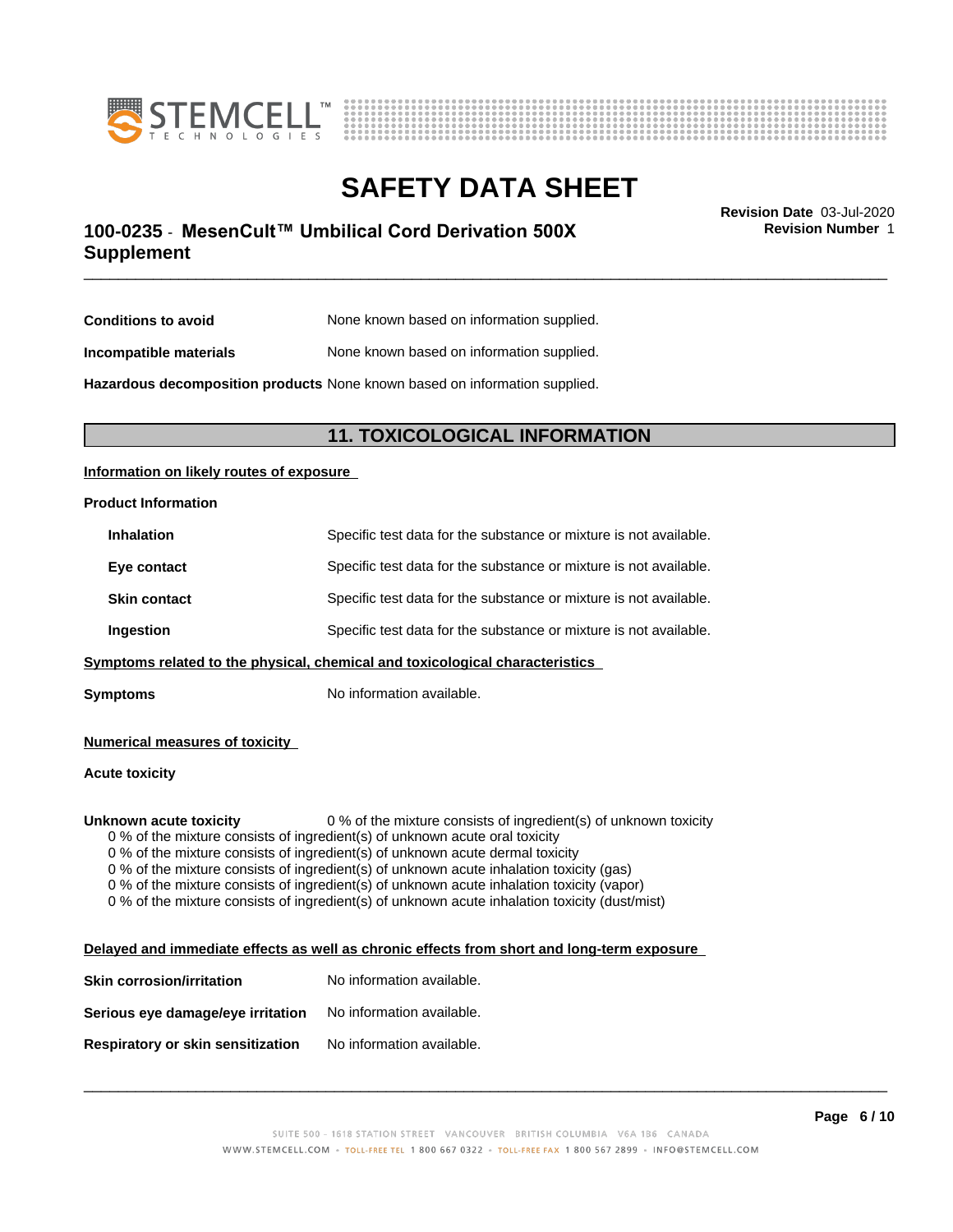| | |
|---|---|
| **Conditions to avoid** | None known based on information supplied. |
| **Incompatible materials** | None known based on information supplied. |
| **Hazardous decomposition products** | None known based on information supplied. |

## 11. TOXICOLOGICAL INFORMATION

**Information on likely routes of exposure**

**Product Information**

| | |
|---|---|
| **Inhalation** | Specific test data for the substance or mixture is not available. |
| **Eye contact** | Specific test data for the substance or mixture is not available. |
| **Skin contact** | Specific test data for the substance or mixture is not available. |
| **Ingestion** | Specific test data for the substance or mixture is not available. |

**Symptoms related to the physical, chemical and toxicological characteristics**

**Symptoms** No information available.

**Numerical measures of toxicity**

**Acute toxicity**

**Unknown acute toxicity** 0 % of the mixture consists of ingredient(s) of unknown toxicity

- 0 % of the mixture consists of ingredient(s) of unknown acute oral toxicity
- 0 % of the mixture consists of ingredient(s) of unknown acute dermal toxicity
- 0 % of the mixture consists of ingredient(s) of unknown acute inhalation toxicity (gas)
- 0 % of the mixture consists of ingredient(s) of unknown acute inhalation toxicity (vapor)
- 0 % of the mixture consists of ingredient(s) of unknown acute inhalation toxicity (dust/mist)

**Delayed and immediate effects as well as chronic effects from short and long-term exposure**

| | |
|---|---|
| **Skin corrosion/irritation** | No information available. |
| **Serious eye damage/eye irritation** | No information available. |
| **Respiratory or skin sensitization** | No information available. |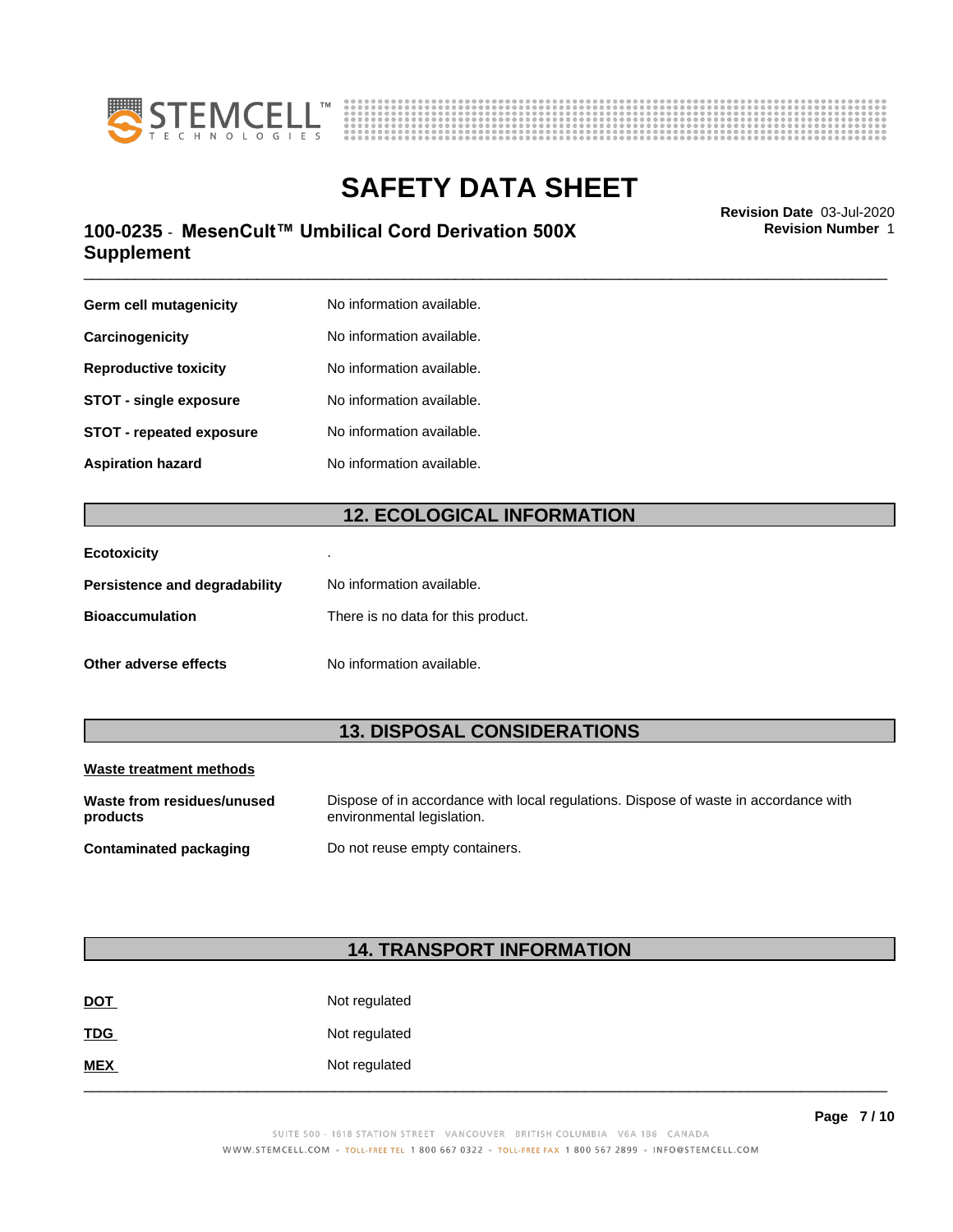| | |
|---|---|
| **Germ cell mutagenicity** | No information available. |
| **Carcinogenicity** | No information available. |
| **Reproductive toxicity** | No information available. |
| **STOT - single exposure** | No information available. |
| **STOT - repeated exposure** | No information available. |
| **Aspiration hazard** | No information available. |

## 12. ECOLOGICAL INFORMATION

| | |
|---|---|
| **Ecotoxicity** | . |
| **Persistence and degradability** | No information available. |
| **Bioaccumulation** | There is no data for this product. |
| **Other adverse effects** | No information available. |

## 13. DISPOSAL CONSIDERATIONS

**Waste treatment methods**

| | |
|---|---|
| **Waste from residues/unused products** | Dispose of in accordance with local regulations. Dispose of waste in accordance with environmental legislation. |
| **Contaminated packaging** | Do not reuse empty containers. |

## 14. TRANSPORT INFORMATION

| | |
|---|---|
| **DOT** | Not regulated |
| **TDG** | Not regulated |
| **MEX** | Not regulated |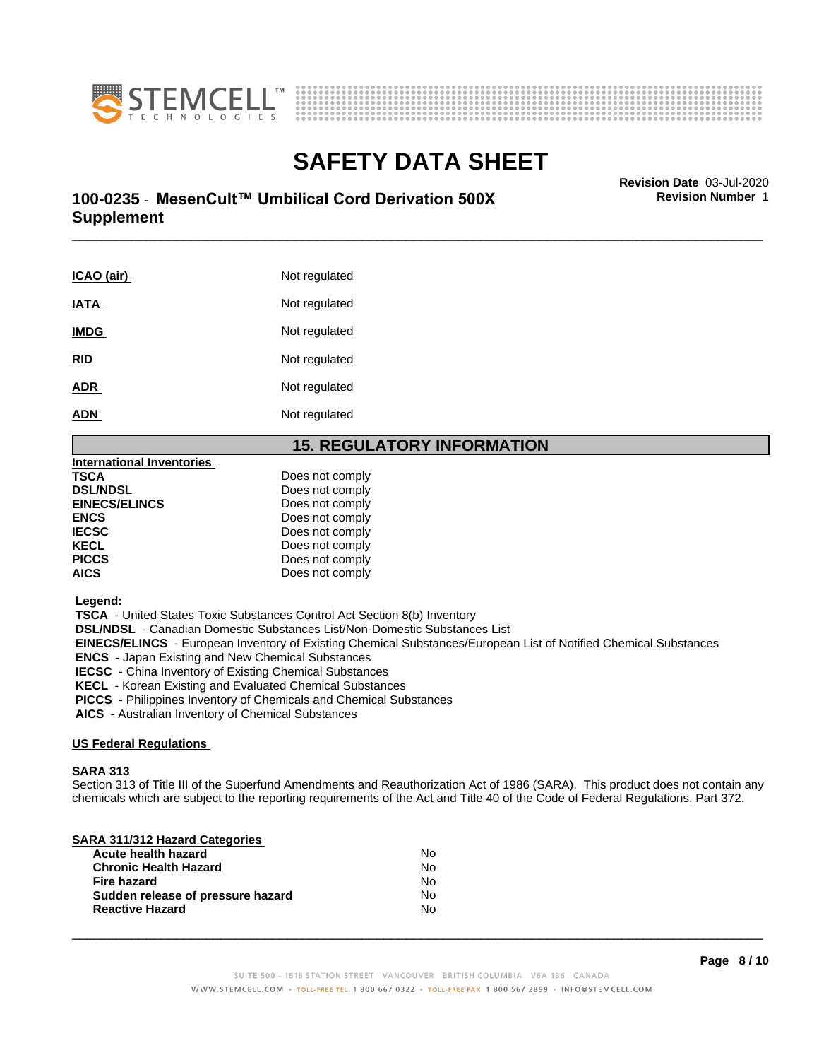| | |
|---|---|
| **ICAO (air)** | Not regulated |
| **IATA** | Not regulated |
| **IMDG** | Not regulated |
| **RID** | Not regulated |
| **ADR** | Not regulated |
| **ADN** | Not regulated |

## 15. REGULATORY INFORMATION

**International Inventories**

| | |
|---|---|
| **TSCA** | Does not comply |
| **DSL/NDSL** | Does not comply |
| **EINECS/ELINCS** | Does not comply |
| **ENCS** | Does not comply |
| **IECSC** | Does not comply |
| **KECL** | Does not comply |
| **PICCS** | Does not comply |
| **AICS** | Does not comply |

**Legend:**

**TSCA** - United States Toxic Substances Control Act Section 8(b) Inventory
**DSL/NDSL** - Canadian Domestic Substances List/Non-Domestic Substances List
**EINECS/ELINCS** - European Inventory of Existing Chemical Substances/European List of Notified Chemical Substances
**ENCS** - Japan Existing and New Chemical Substances
**IECSC** - China Inventory of Existing Chemical Substances
**KECL** - Korean Existing and Evaluated Chemical Substances
**PICCS** - Philippines Inventory of Chemicals and Chemical Substances
**AICS** - Australian Inventory of Chemical Substances

**US Federal Regulations**

**SARA 313**

Section 313 of Title III of the Superfund Amendments and Reauthorization Act of 1986 (SARA). This product does not contain any chemicals which are subject to the reporting requirements of the Act and Title 40 of the Code of Federal Regulations, Part 372.

**SARA 311/312 Hazard Categories**

| | |
|---|---|
| **Acute health hazard** | No |
| **Chronic Health Hazard** | No |
| **Fire hazard** | No |
| **Sudden release of pressure hazard** | No |
| **Reactive Hazard** | No |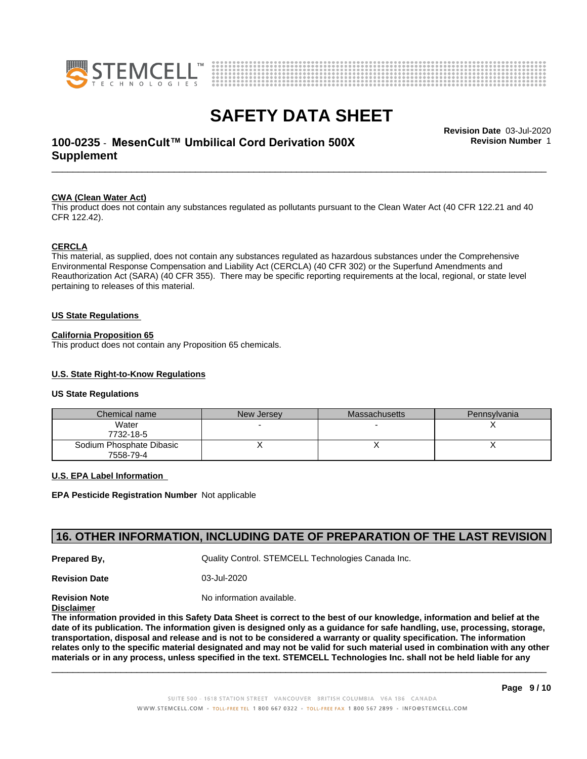**CWA (Clean Water Act)**

This product does not contain any substances regulated as pollutants pursuant to the Clean Water Act (40 CFR 122.21 and 40 CFR 122.42).

**CERCLA**

This material, as supplied, does not contain any substances regulated as hazardous substances under the Comprehensive Environmental Response Compensation and Liability Act (CERCLA) (40 CFR 302) or the Superfund Amendments and Reauthorization Act (SARA) (40 CFR 355). There may be specific reporting requirements at the local, regional, or state level pertaining to releases of this material.

**US State Regulations**

**California Proposition 65**

This product does not contain any Proposition 65 chemicals.

**U.S. State Right-to-Know Regulations**

**US State Regulations**

| Chemical name | New Jersey | Massachusetts | Pennsylvania |
|---|---|---|---|
| Water 7732-18-5 | - | - | X |
| Sodium Phosphate Dibasic 7558-79-4 | X | X | X |

**U.S. EPA Label Information**

**EPA Pesticide Registration Number** Not applicable

## 16. OTHER INFORMATION, INCLUDING DATE OF PREPARATION OF THE LAST REVISION

**Prepared By,** Quality Control. STEMCELL Technologies Canada Inc.

**Revision Date** 03-Jul-2020

**Revision Note** No information available.

**Disclaimer**

**The information provided in this Safety Data Sheet is correct to the best of our knowledge, information and belief at the date of its publication. The information given is designed only as a guidance for safe handling, use, processing, storage, transportation, disposal and release and is not to be considered a warranty or quality specification. The information relates only to the specific material designated and may not be valid for such material used in combination with any other materials or in any process, unless specified in the text. STEMCELL Technologies Inc. shall not be held liable for any**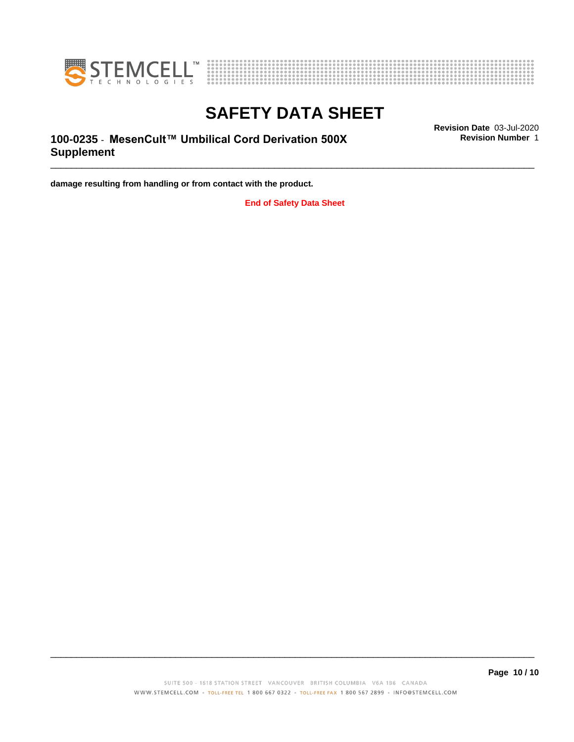**damage resulting from handling or from contact with the product.**

**End of Safety Data Sheet**